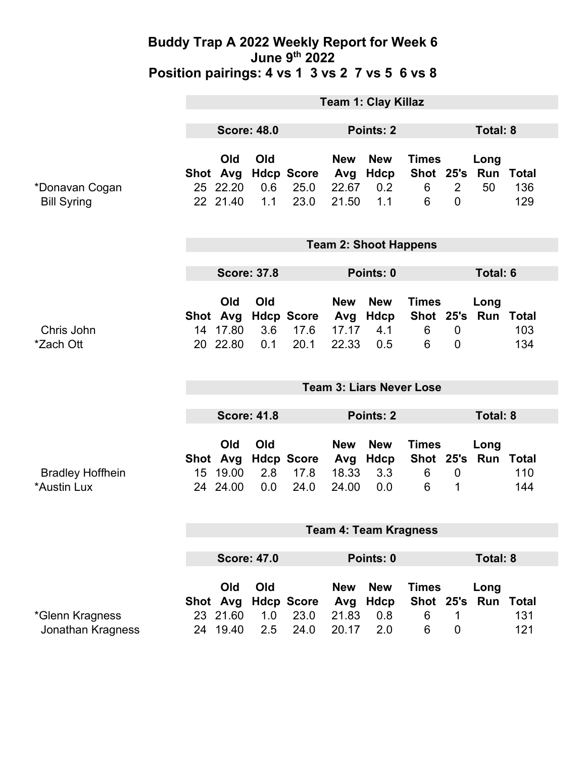# Buddy Trap A 2022 Weekly Report for Week 6
## June 9th 2022
## Position pairings: 4 vs 1 3 vs 2 7 vs 5 6 vs 8

### Team 1: Clay Killaz

**Score: 48.0** | **Points: 2** | **Total: 8**

| | Shot | Old Avg | Old Hdcp | Score | New Avg | New Hdcp | Times Shot | 25's | Long Run | Total |
|---|---|---|---|---|---|---|---|---|---|---|
| *Donavan Cogan | 25 | 22.20 | 0.6 | 25.0 | 22.67 | 0.2 | 6 | 2 | 50 | 136 |
| Bill Syring | 22 | 21.40 | 1.1 | 23.0 | 21.50 | 1.1 | 6 | 0 | | 129 |

### Team 2: Shoot Happens

**Score: 37.8** | **Points: 0** | **Total: 6**

| | Shot | Old Avg | Old Hdcp | Score | New Avg | New Hdcp | Times Shot | 25's | Long Run | Total |
|---|---|---|---|---|---|---|---|---|---|---|
| Chris John | 14 | 17.80 | 3.6 | 17.6 | 17.17 | 4.1 | 6 | 0 | | 103 |
| *Zach Ott | 20 | 22.80 | 0.1 | 20.1 | 22.33 | 0.5 | 6 | 0 | | 134 |

### Team 3: Liars Never Lose

**Score: 41.8** | **Points: 2** | **Total: 8**

| | Shot | Old Avg | Old Hdcp | Score | New Avg | New Hdcp | Times Shot | 25's | Long Run | Total |
|---|---|---|---|---|---|---|---|---|---|---|
| Bradley Hoffhein | 15 | 19.00 | 2.8 | 17.8 | 18.33 | 3.3 | 6 | 0 | | 110 |
| *Austin Lux | 24 | 24.00 | 0.0 | 24.0 | 24.00 | 0.0 | 6 | 1 | | 144 |

### Team 4: Team Kragness

**Score: 47.0** | **Points: 0** | **Total: 8**

| | Shot | Old Avg | Old Hdcp | Score | New Avg | New Hdcp | Times Shot | 25's | Long Run | Total |
|---|---|---|---|---|---|---|---|---|---|---|
| *Glenn Kragness | 23 | 21.60 | 1.0 | 23.0 | 21.83 | 0.8 | 6 | 1 | | 131 |
| Jonathan Kragness | 24 | 19.40 | 2.5 | 24.0 | 20.17 | 2.0 | 6 | 0 | | 121 |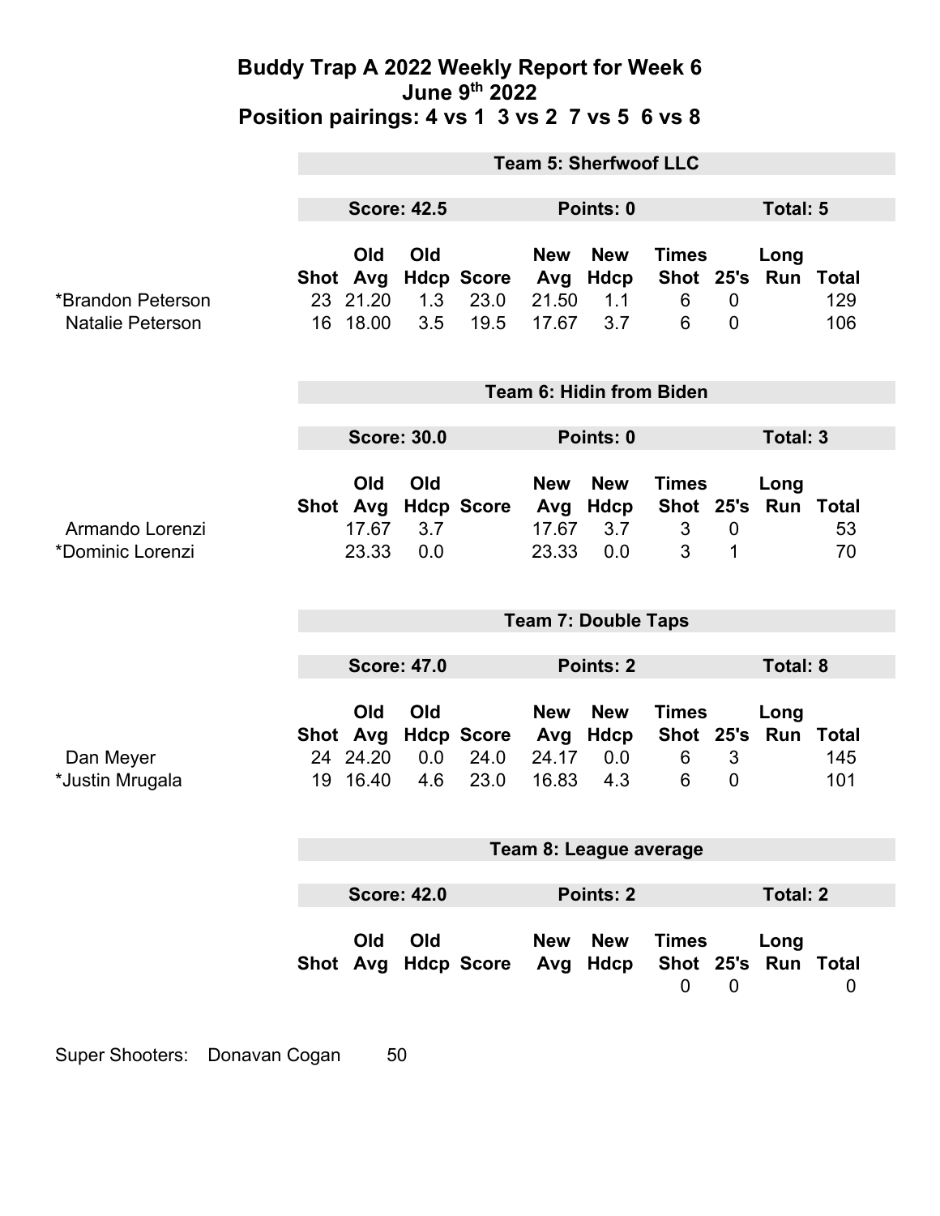# Buddy Trap A 2022 Weekly Report for Week 6
## June 9th 2022
## Position pairings: 4 vs 1 3 vs 2 7 vs 5 6 vs 8

**Team 5: Sherfwoof LLC**

**Score: 42.5** **Points: 0** **Total: 5**

| | Shot | Old Avg | Old Hdcp | Score | New Avg | New Hdcp | Times Shot | 25's | Long Run | Total |
|---|---|---|---|---|---|---|---|---|---|---|
| *Brandon Peterson | 23 | 21.20 | 1.3 | 23.0 | 21.50 | 1.1 | 6 | 0 | | 129 |
| Natalie Peterson | 16 | 18.00 | 3.5 | 19.5 | 17.67 | 3.7 | 6 | 0 | | 106 |

**Team 6: Hidin from Biden**

**Score: 30.0** **Points: 0** **Total: 3**

| | Shot | Old Avg | Old Hdcp | Score | New Avg | New Hdcp | Times Shot | 25's | Long Run | Total |
|---|---|---|---|---|---|---|---|---|---|---|
| Armando Lorenzi | | 17.67 | 3.7 | | 17.67 | 3.7 | 3 | 0 | | 53 |
| *Dominic Lorenzi | | 23.33 | 0.0 | | 23.33 | 0.0 | 3 | 1 | | 70 |

**Team 7: Double Taps**

**Score: 47.0** **Points: 2** **Total: 8**

| | Shot | Old Avg | Old Hdcp | Score | New Avg | New Hdcp | Times Shot | 25's | Long Run | Total |
|---|---|---|---|---|---|---|---|---|---|---|
| Dan Meyer | 24 | 24.20 | 0.0 | 24.0 | 24.17 | 0.0 | 6 | 3 | | 145 |
| *Justin Mrugala | 19 | 16.40 | 4.6 | 23.0 | 16.83 | 4.3 | 6 | 0 | | 101 |

**Team 8: League average**

**Score: 42.0** **Points: 2** **Total: 2**

| | Shot | Old Avg | Old Hdcp | Score | New Avg | New Hdcp | Times Shot | 25's | Long Run | Total |
|---|---|---|---|---|---|---|---|---|---|---|
| | | | | | | | 0 | 0 | | 0 |

Super Shooters: Donavan Cogan 50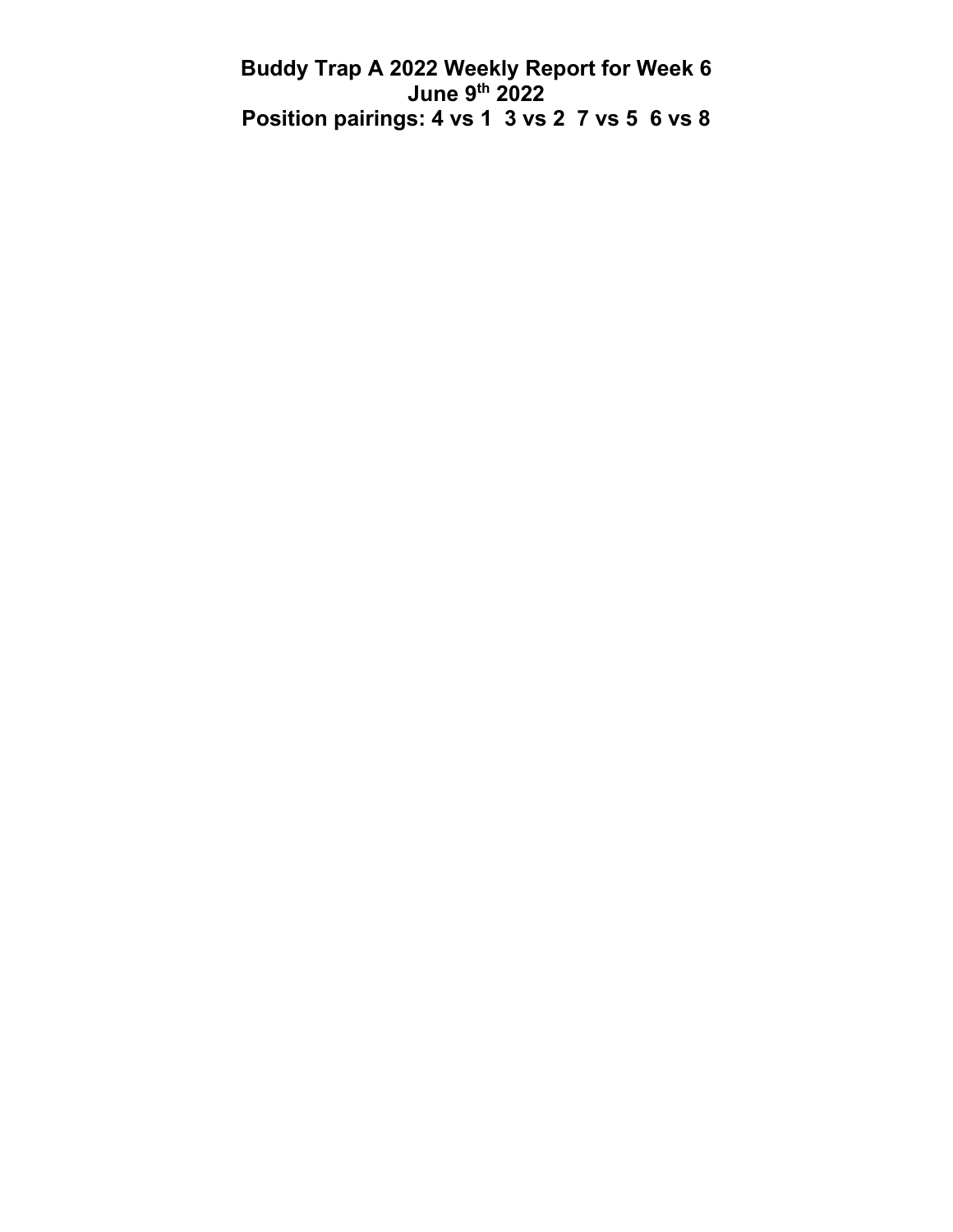# Buddy Trap A 2022 Weekly Report for Week 6
# June 9th 2022
# Position pairings: 4 vs 1  3 vs 2  7 vs 5  6 vs 8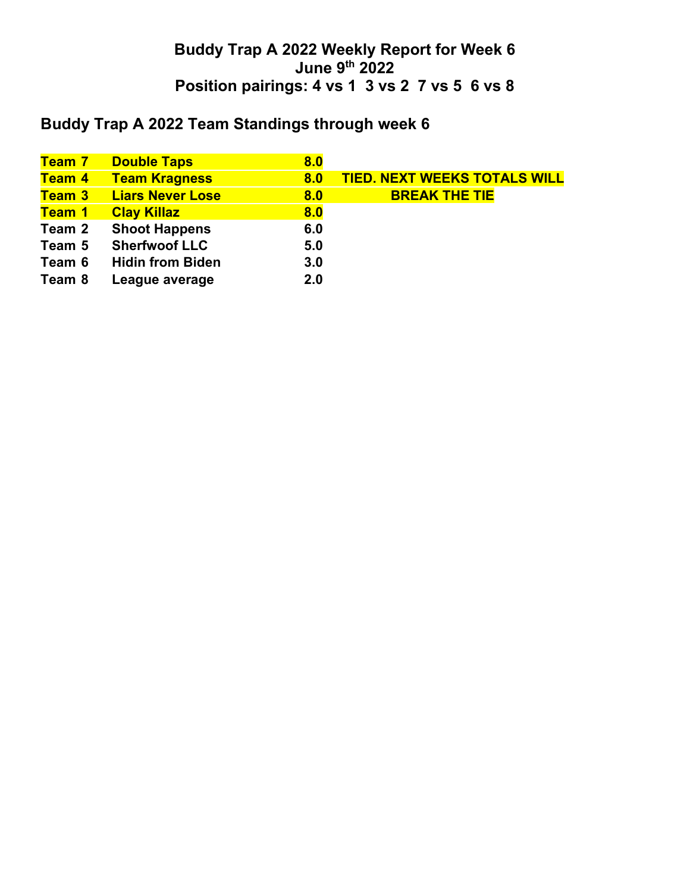# Buddy Trap A 2022 Weekly Report for Week 6
## June 9th 2022
## Position pairings: 4 vs 1  3 vs 2  7 vs 5  6 vs 8

## Buddy Trap A 2022 Team Standings through week 6

| | | | |
|---|---|---|---|
| **Team 7** | **Double Taps** | **8.0** | |
| **Team 4** | **Team Kragness** | **8.0** | **TIED. NEXT WEEKS TOTALS WILL** |
| **Team 3** | **Liars Never Lose** | **8.0** | **BREAK THE TIE** |
| **Team 1** | **Clay Killaz** | **8.0** | |
| **Team 2** | **Shoot Happens** | **6.0** | |
| **Team 5** | **Sherfwoof LLC** | **5.0** | |
| **Team 6** | **Hidin from Biden** | **3.0** | |
| **Team 8** | **League average** | **2.0** | |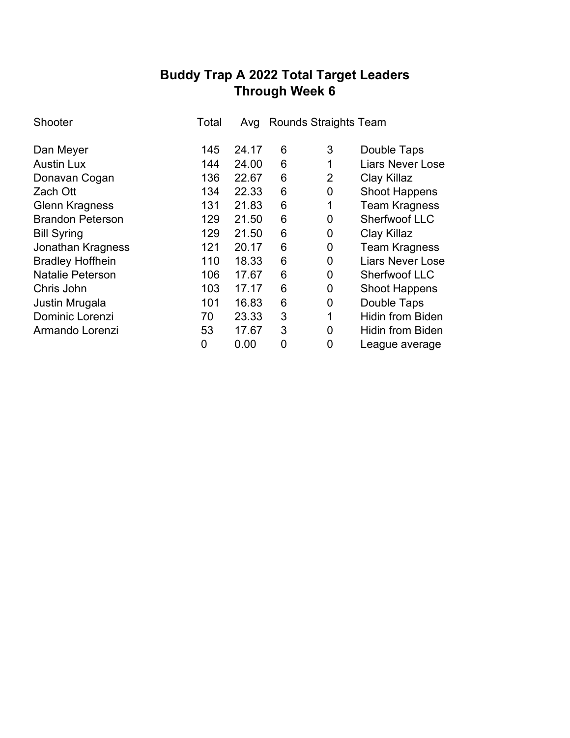# Buddy Trap A 2022 Total Target Leaders
## Through Week 6

| Shooter | Total | Avg | Rounds | Straights | Team |
|---|---|---|---|---|---|
| Dan Meyer | 145 | 24.17 | 6 | 3 | Double Taps |
| Austin Lux | 144 | 24.00 | 6 | 1 | Liars Never Lose |
| Donavan Cogan | 136 | 22.67 | 6 | 2 | Clay Killaz |
| Zach Ott | 134 | 22.33 | 6 | 0 | Shoot Happens |
| Glenn Kragness | 131 | 21.83 | 6 | 1 | Team Kragness |
| Brandon Peterson | 129 | 21.50 | 6 | 0 | Sherfwoof LLC |
| Bill Syring | 129 | 21.50 | 6 | 0 | Clay Killaz |
| Jonathan Kragness | 121 | 20.17 | 6 | 0 | Team Kragness |
| Bradley Hoffhein | 110 | 18.33 | 6 | 0 | Liars Never Lose |
| Natalie Peterson | 106 | 17.67 | 6 | 0 | Sherfwoof LLC |
| Chris John | 103 | 17.17 | 6 | 0 | Shoot Happens |
| Justin Mrugala | 101 | 16.83 | 6 | 0 | Double Taps |
| Dominic Lorenzi | 70 | 23.33 | 3 | 1 | Hidin from Biden |
| Armando Lorenzi | 53 | 17.67 | 3 | 0 | Hidin from Biden |
| | 0 | 0.00 | 0 | 0 | League average |